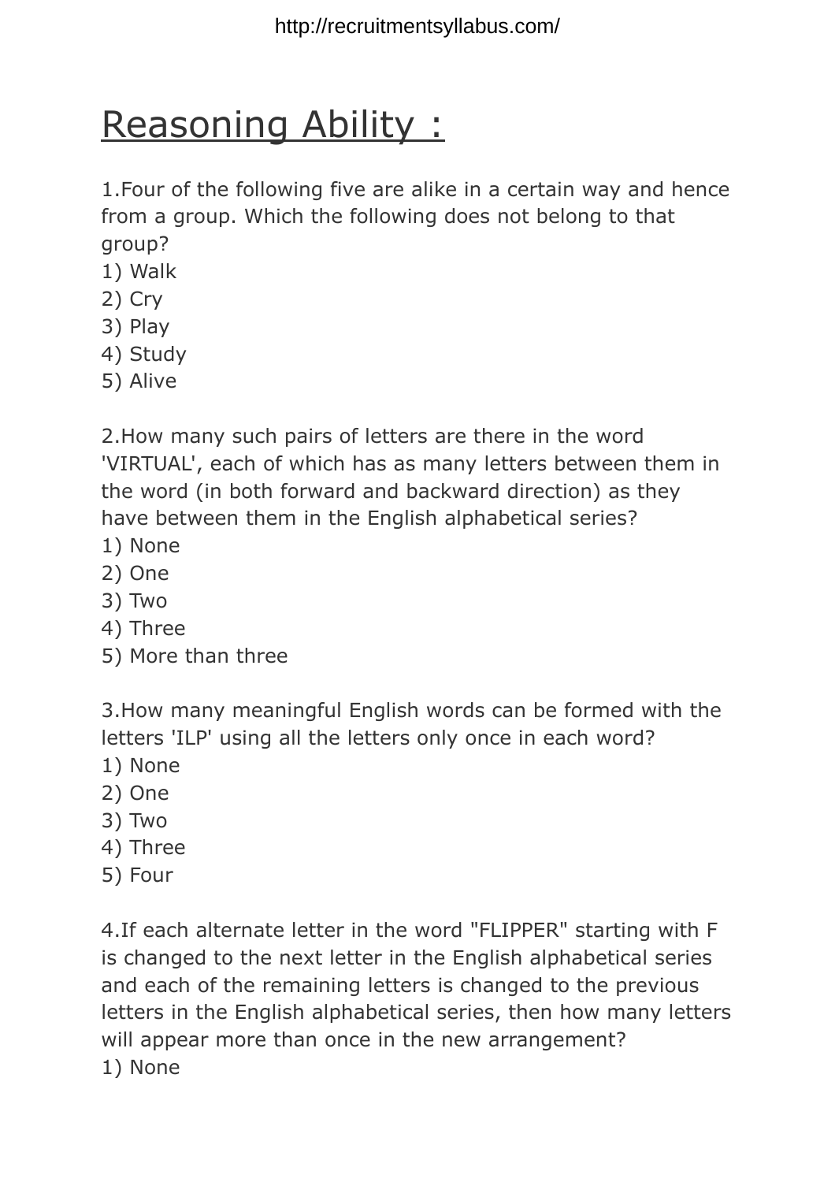# Reasoning Ability :

1.Four of the following five are alike in a certain way and hence from a group. Which the following does not belong to that group?

1) Walk
2) Cry
3) Play
4) Study
5) Alive

2.How many such pairs of letters are there in the word 'VIRTUAL', each of which has as many letters between them in the word (in both forward and backward direction) as they have between them in the English alphabetical series?

1) None
2) One
3) Two
4) Three
5) More than three

3.How many meaningful English words can be formed with the letters 'ILP' using all the letters only once in each word?

1) None
2) One
3) Two
4) Three
5) Four

4.If each alternate letter in the word "FLIPPER" starting with F is changed to the next letter in the English alphabetical series and each of the remaining letters is changed to the previous letters in the English alphabetical series, then how many letters will appear more than once in the new arrangement?

1) None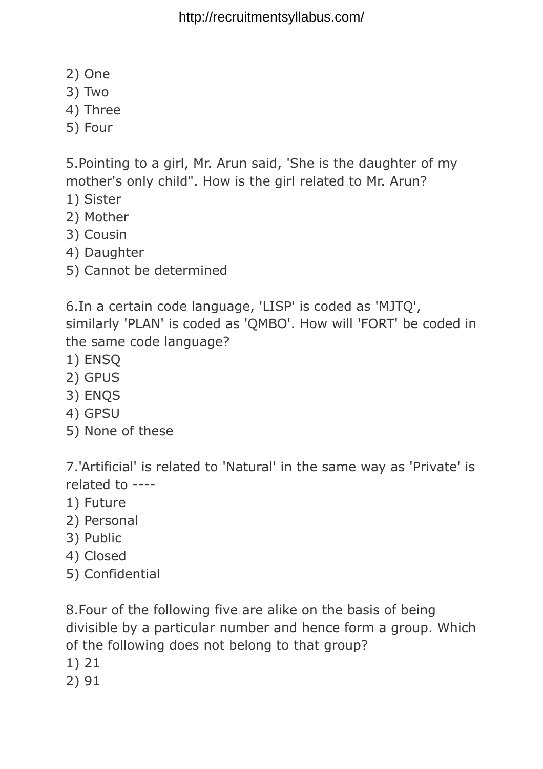2) One
3) Two
4) Three
5) Four

5.Pointing to a girl, Mr. Arun said, 'She is the daughter of my mother's only child". How is the girl related to Mr. Arun?
1) Sister
2) Mother
3) Cousin
4) Daughter
5) Cannot be determined

6.In a certain code language, 'LISP' is coded as 'MJTQ', similarly 'PLAN' is coded as 'QMBO'. How will 'FORT' be coded in the same code language?
1) ENSQ
2) GPUS
3) ENQS
4) GPSU
5) None of these

7.'Artificial' is related to 'Natural' in the same way as 'Private' is related to ----
1) Future
2) Personal
3) Public
4) Closed
5) Confidential

8.Four of the following five are alike on the basis of being divisible by a particular number and hence form a group. Which of the following does not belong to that group?
1) 21
2) 91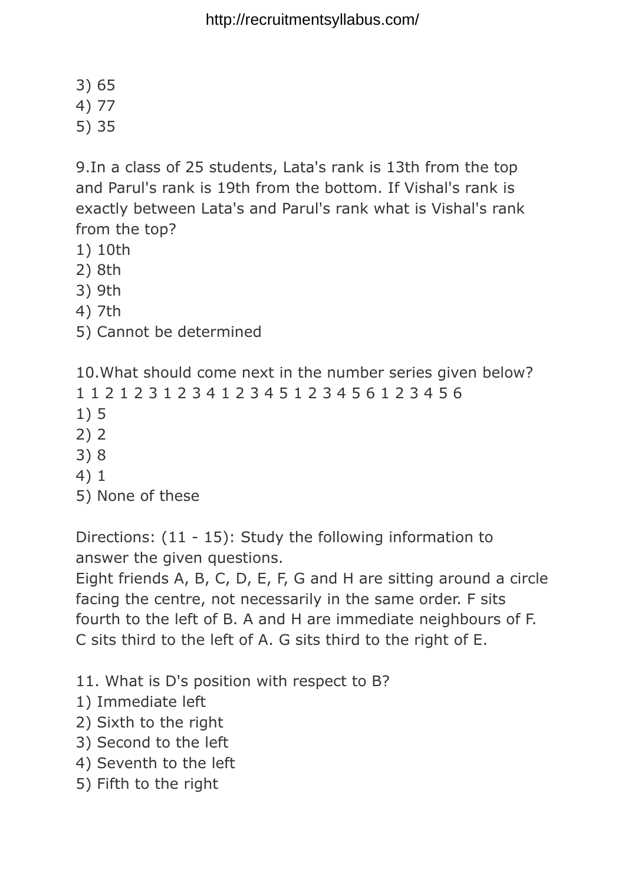3) 65
4) 77
5) 35

9.In a class of 25 students, Lata's rank is 13th from the top and Parul's rank is 19th from the bottom. If Vishal's rank is exactly between Lata's and Parul's rank what is Vishal's rank from the top?
1) 10th
2) 8th
3) 9th
4) 7th
5) Cannot be determined

10.What should come next in the number series given below?
1 1 2 1 2 3 1 2 3 4 1 2 3 4 5 1 2 3 4 5 6 1 2 3 4 5 6
1) 5
2) 2
3) 8
4) 1
5) None of these

Directions: (11 - 15): Study the following information to answer the given questions.
Eight friends A, B, C, D, E, F, G and H are sitting around a circle facing the centre, not necessarily in the same order. F sits fourth to the left of B. A and H are immediate neighbours of F. C sits third to the left of A. G sits third to the right of E.

11. What is D's position with respect to B?
1) Immediate left
2) Sixth to the right
3) Second to the left
4) Seventh to the left
5) Fifth to the right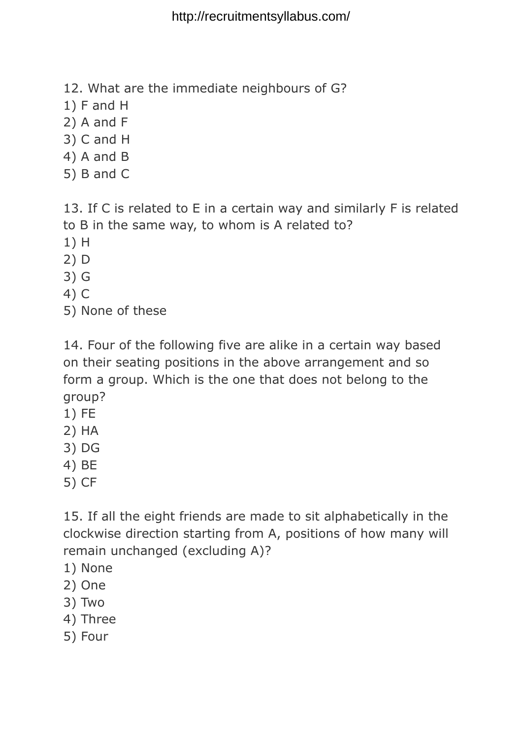12. What are the immediate neighbours of G?
1) F and H
2) A and F
3) C and H
4) A and B
5) B and C

13. If C is related to E in a certain way and similarly F is related to B in the same way, to whom is A related to?
1) H
2) D
3) G
4) C
5) None of these

14. Four of the following five are alike in a certain way based on their seating positions in the above arrangement and so form a group. Which is the one that does not belong to the group?
1) FE
2) HA
3) DG
4) BE
5) CF

15. If all the eight friends are made to sit alphabetically in the clockwise direction starting from A, positions of how many will remain unchanged (excluding A)?
1) None
2) One
3) Two
4) Three
5) Four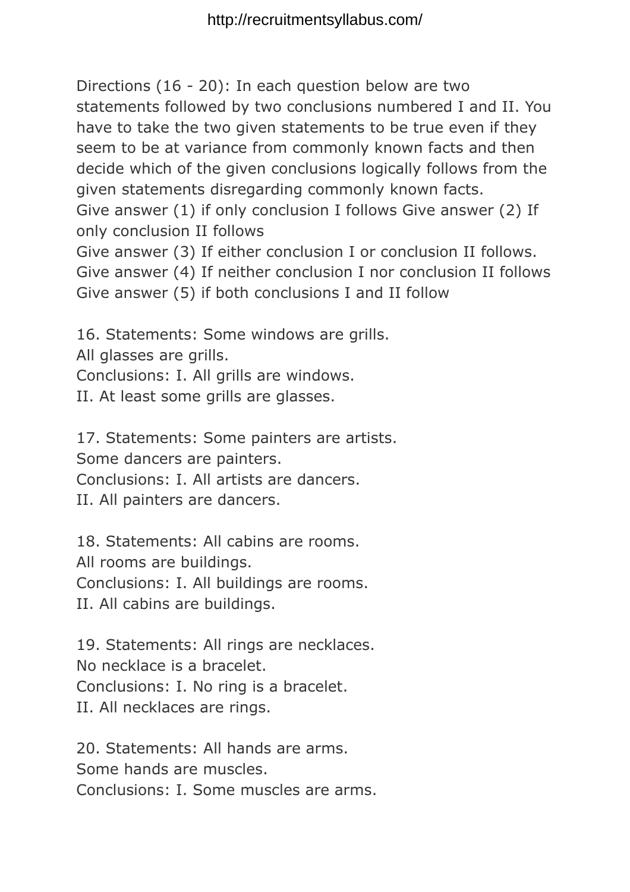Directions (16 - 20): In each question below are two statements followed by two conclusions numbered I and II. You have to take the two given statements to be true even if they seem to be at variance from commonly known facts and then decide which of the given conclusions logically follows from the given statements disregarding commonly known facts.

Give answer (1) if only conclusion I follows Give answer (2) If only conclusion II follows

Give answer (3) If either conclusion I or conclusion II follows.

Give answer (4) If neither conclusion I nor conclusion II follows

Give answer (5) if both conclusions I and II follow

16. Statements: Some windows are grills.
All glasses are grills.
Conclusions: I. All grills are windows.
II. At least some grills are glasses.

17. Statements: Some painters are artists.
Some dancers are painters.
Conclusions: I. All artists are dancers.
II. All painters are dancers.

18. Statements: All cabins are rooms.
All rooms are buildings.
Conclusions: I. All buildings are rooms.
II. All cabins are buildings.

19. Statements: All rings are necklaces.
No necklace is a bracelet.
Conclusions: I. No ring is a bracelet.
II. All necklaces are rings.

20. Statements: All hands are arms.
Some hands are muscles.
Conclusions: I. Some muscles are arms.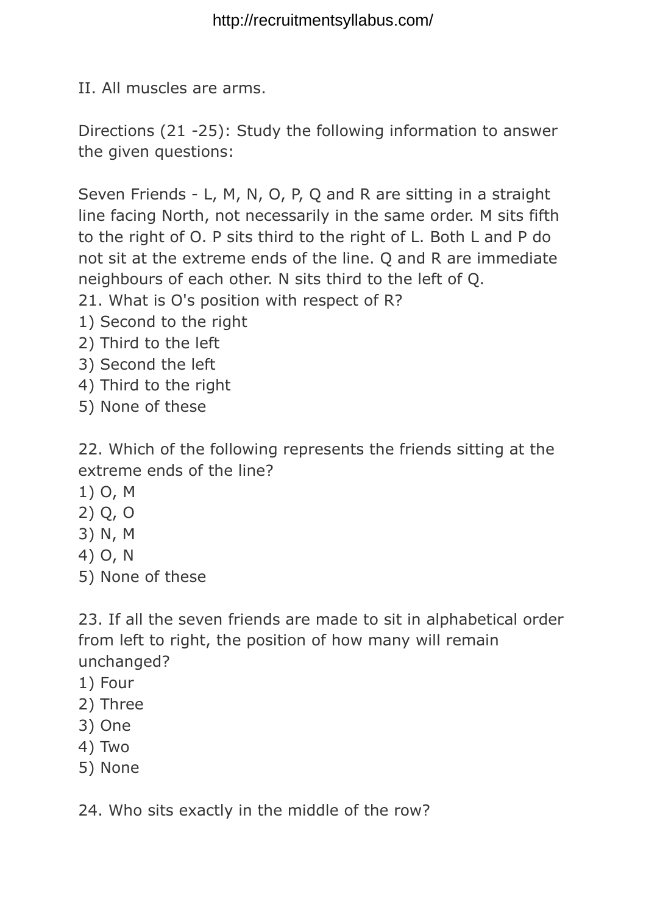II. All muscles are arms.

Directions (21 -25): Study the following information to answer the given questions:

Seven Friends - L, M, N, O, P, Q and R are sitting in a straight line facing North, not necessarily in the same order. M sits fifth to the right of O. P sits third to the right of L. Both L and P do not sit at the extreme ends of the line. Q and R are immediate neighbours of each other. N sits third to the left of Q.

21. What is O's position with respect of R?
1) Second to the right
2) Third to the left
3) Second the left
4) Third to the right
5) None of these

22. Which of the following represents the friends sitting at the extreme ends of the line?
1) O, M
2) Q, O
3) N, M
4) O, N
5) None of these

23. If all the seven friends are made to sit in alphabetical order from left to right, the position of how many will remain unchanged?
1) Four
2) Three
3) One
4) Two
5) None

24. Who sits exactly in the middle of the row?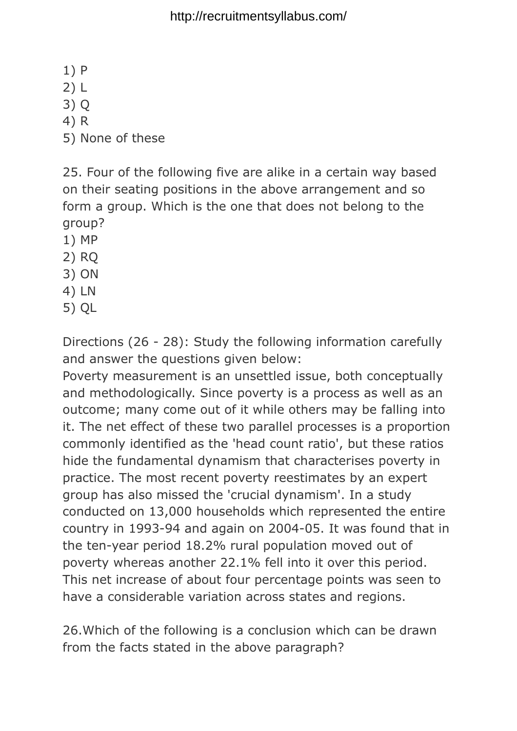1) P
2) L
3) Q
4) R
5) None of these

25. Four of the following five are alike in a certain way based on their seating positions in the above arrangement and so form a group. Which is the one that does not belong to the group?
1) MP
2) RQ
3) ON
4) LN
5) QL

Directions (26 - 28): Study the following information carefully and answer the questions given below:
Poverty measurement is an unsettled issue, both conceptually and methodologically. Since poverty is a process as well as an outcome; many come out of it while others may be falling into it. The net effect of these two parallel processes is a proportion commonly identified as the 'head count ratio', but these ratios hide the fundamental dynamism that characterises poverty in practice. The most recent poverty reestimates by an expert group has also missed the 'crucial dynamism'. In a study conducted on 13,000 households which represented the entire country in 1993-94 and again on 2004-05. It was found that in the ten-year period 18.2% rural population moved out of poverty whereas another 22.1% fell into it over this period. This net increase of about four percentage points was seen to have a considerable variation across states and regions.

26.Which of the following is a conclusion which can be drawn from the facts stated in the above paragraph?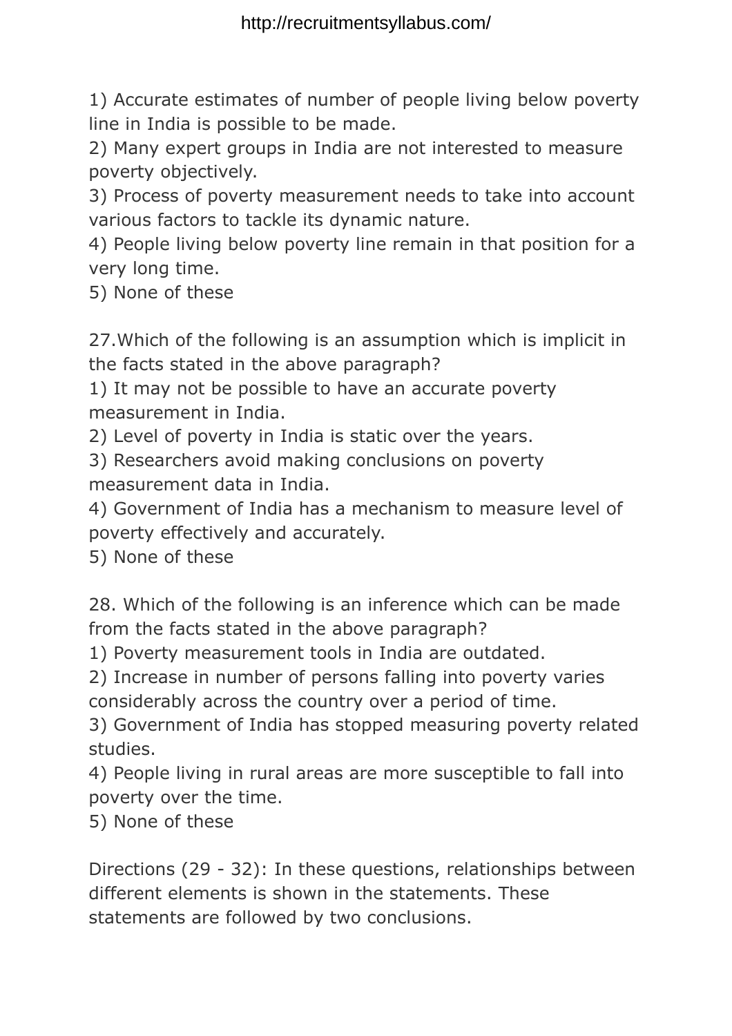1) Accurate estimates of number of people living below poverty line in India is possible to be made.
2) Many expert groups in India are not interested to measure poverty objectively.
3) Process of poverty measurement needs to take into account various factors to tackle its dynamic nature.
4) People living below poverty line remain in that position for a very long time.
5) None of these

27.Which of the following is an assumption which is implicit in the facts stated in the above paragraph?
1) It may not be possible to have an accurate poverty measurement in India.
2) Level of poverty in India is static over the years.
3) Researchers avoid making conclusions on poverty measurement data in India.
4) Government of India has a mechanism to measure level of poverty effectively and accurately.
5) None of these

28. Which of the following is an inference which can be made from the facts stated in the above paragraph?
1) Poverty measurement tools in India are outdated.
2) Increase in number of persons falling into poverty varies considerably across the country over a period of time.
3) Government of India has stopped measuring poverty related studies.
4) People living in rural areas are more susceptible to fall into poverty over the time.
5) None of these

Directions (29 - 32): In these questions, relationships between different elements is shown in the statements. These statements are followed by two conclusions.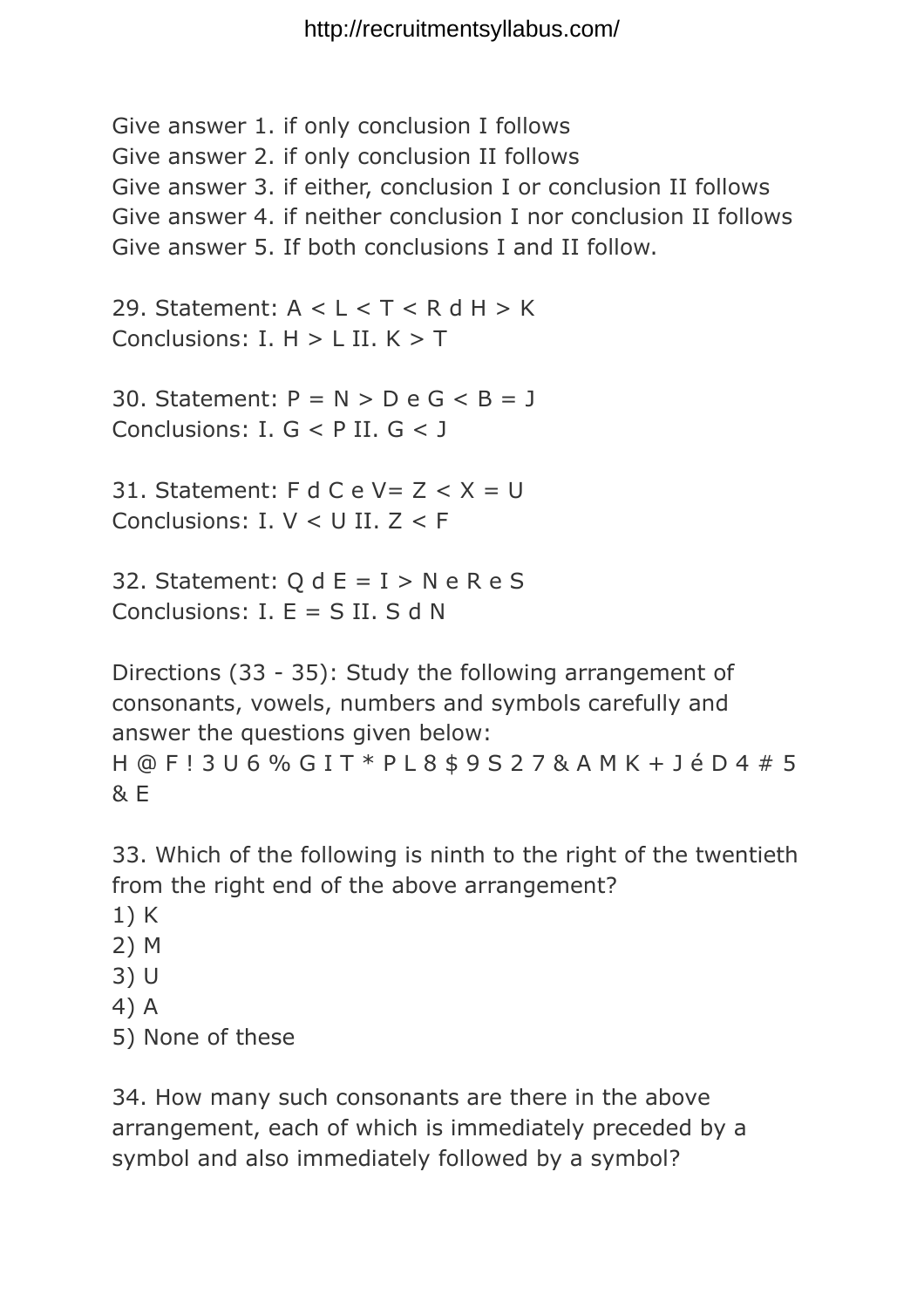Give answer 1. if only conclusion I follows
Give answer 2. if only conclusion II follows
Give answer 3. if either, conclusion I or conclusion II follows
Give answer 4. if neither conclusion I nor conclusion II follows
Give answer 5. If both conclusions I and II follow.

29. Statement: A < L < T < R d H > K
Conclusions: I. H > L II. K > T

30. Statement: P = N > D e G < B = J
Conclusions: I. G < P II. G < J

31. Statement: F d C e V= Z < X = U
Conclusions: I. V < U II. Z < F

32. Statement: Q d E = I > N e R e S
Conclusions: I. E = S II. S d N

Directions (33 - 35): Study the following arrangement of consonants, vowels, numbers and symbols carefully and answer the questions given below:
H @ F ! 3 U 6 % G I T * P L 8 $ 9 S 2 7 & A M K + J é D 4 # 5 & E

33. Which of the following is ninth to the right of the twentieth from the right end of the above arrangement?
1) K
2) M
3) U
4) A
5) None of these

34. How many such consonants are there in the above arrangement, each of which is immediately preceded by a symbol and also immediately followed by a symbol?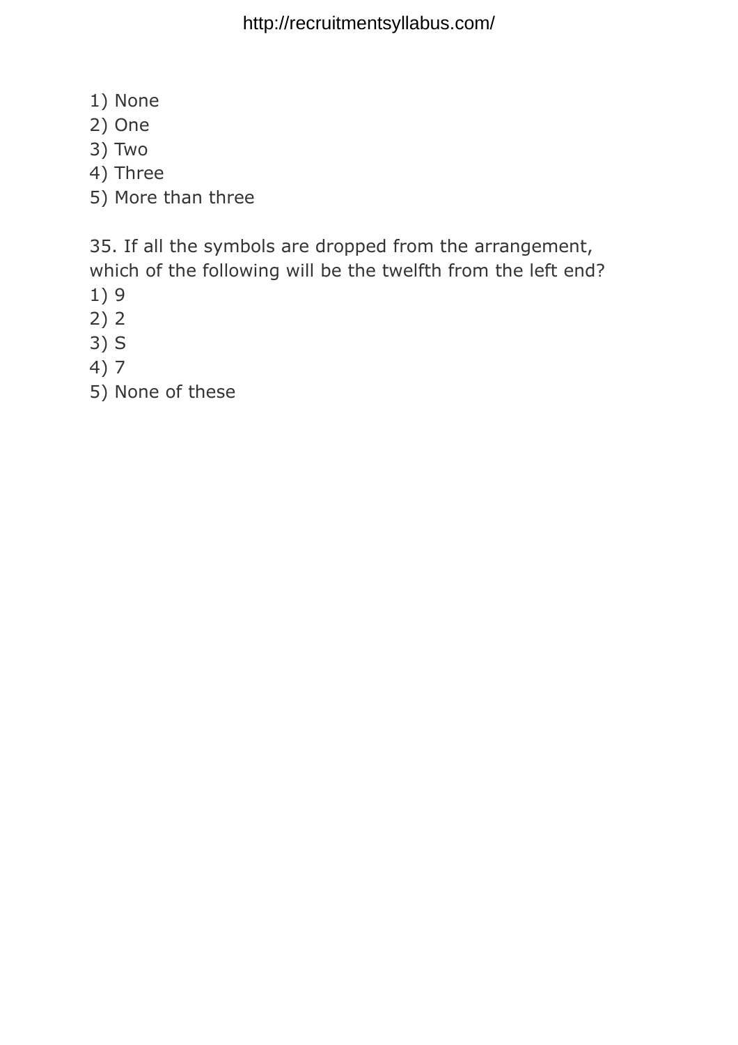1) None
2) One
3) Two
4) Three
5) More than three

35. If all the symbols are dropped from the arrangement, which of the following will be the twelfth from the left end?
1) 9
2) 2
3) S
4) 7
5) None of these